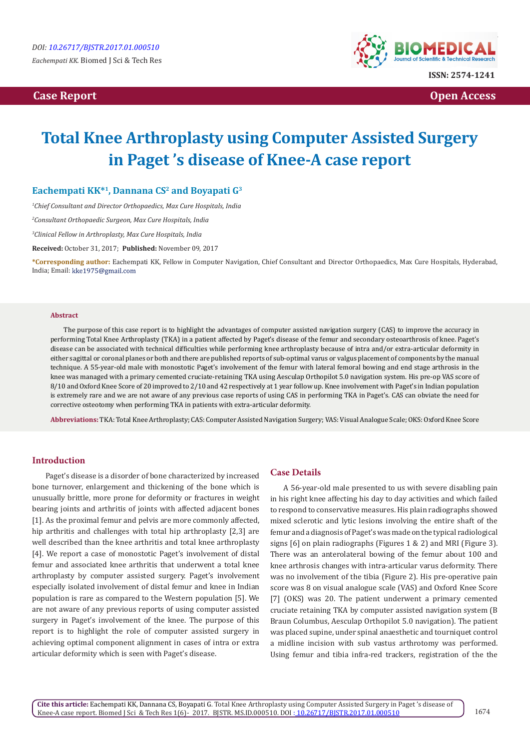**Case Report** | **Open Access**

# Total Knee Arthroplasty using Computer Assisted Surgery in Paget 's disease of Knee-A case report

**Eachempati KK*[1], Dannana CS[2] and Boyapati G[3]**

*[1]Chief Consultant and Director Orthopaedics, Max Cure Hospitals, India*

*[2]Consultant Orthopaedic Surgeon, Max Cure Hospitals, India*

*[3]Clinical Fellow in Arthroplasty, Max Cure Hospitals, India*

**Received:** October 31, 2017; **Published:** November 09, 2017

**\*Corresponding author:** Eachempati KK, Fellow in Computer Navigation, Chief Consultant and Director Orthopaedics, Max Cure Hospitals, Hyderabad, India; Email: kke1975@gmail.com

## Abstract

The purpose of this case report is to highlight the advantages of computer assisted navigation surgery (CAS) to improve the accuracy in performing Total Knee Arthroplasty (TKA) in a patient affected by Paget's disease of the femur and secondary osteoarthrosis of knee. Paget's disease can be associated with technical difficulties while performing knee arthroplasty because of intra and/or extra-articular deformity in either sagittal or coronal planes or both and there are published reports of sub-optimal varus or valgus placement of components by the manual technique. A 55-year-old male with monostotic Paget's involvement of the femur with lateral femoral bowing and end stage arthrosis in the knee was managed with a primary cemented cruciate-retaining TKA using Aesculap Orthopilot 5.0 navigation system. His pre-op VAS score of 8/10 and Oxford Knee Score of 20 improved to 2/10 and 42 respectively at 1 year follow up. Knee involvement with Paget's in Indian population is extremely rare and we are not aware of any previous case reports of using CAS in performing TKA in Paget's. CAS can obviate the need for corrective osteotomy when performing TKA in patients with extra-articular deformity.

**Abbreviations:** TKA: Total Knee Arthroplasty; CAS: Computer Assisted Navigation Surgery; VAS: Visual Analogue Scale; OKS: Oxford Knee Score

## Introduction

Paget's disease is a disorder of bone characterized by increased bone turnover, enlargement and thickening of the bone which is unusually brittle, more prone for deformity or fractures in weight bearing joints and arthritis of joints with affected adjacent bones [1]. As the proximal femur and pelvis are more commonly affected, hip arthritis and challenges with total hip arthroplasty [2,3] are well described than the knee arthritis and total knee arthroplasty [4]. We report a case of monostotic Paget's involvement of distal femur and associated knee arthritis that underwent a total knee arthroplasty by computer assisted surgery. Paget's involvement especially isolated involvement of distal femur and knee in Indian population is rare as compared to the Western population [5]. We are not aware of any previous reports of using computer assisted surgery in Paget's involvement of the knee. The purpose of this report is to highlight the role of computer assisted surgery in achieving optimal component alignment in cases of intra or extra articular deformity which is seen with Paget's disease.

## Case Details

A 56-year-old male presented to us with severe disabling pain in his right knee affecting his day to day activities and which failed to respond to conservative measures. His plain radiographs showed mixed sclerotic and lytic lesions involving the entire shaft of the femur and a diagnosis of Paget's was made on the typical radiological signs [6] on plain radiographs (Figures 1 & 2) and MRI (Figure 3). There was an anterolateral bowing of the femur about 100 and knee arthrosis changes with intra-articular varus deformity. There was no involvement of the tibia (Figure 2). His pre-operative pain score was 8 on visual analogue scale (VAS) and Oxford Knee Score [7] (OKS) was 20. The patient underwent a primary cemented cruciate retaining TKA by computer assisted navigation system (B Braun Columbus, Aesculap Orthopilot 5.0 navigation). The patient was placed supine, under spinal anaesthetic and tourniquet control a midline incision with sub vastus arthrotomy was performed. Using femur and tibia infra-red trackers, registration of the the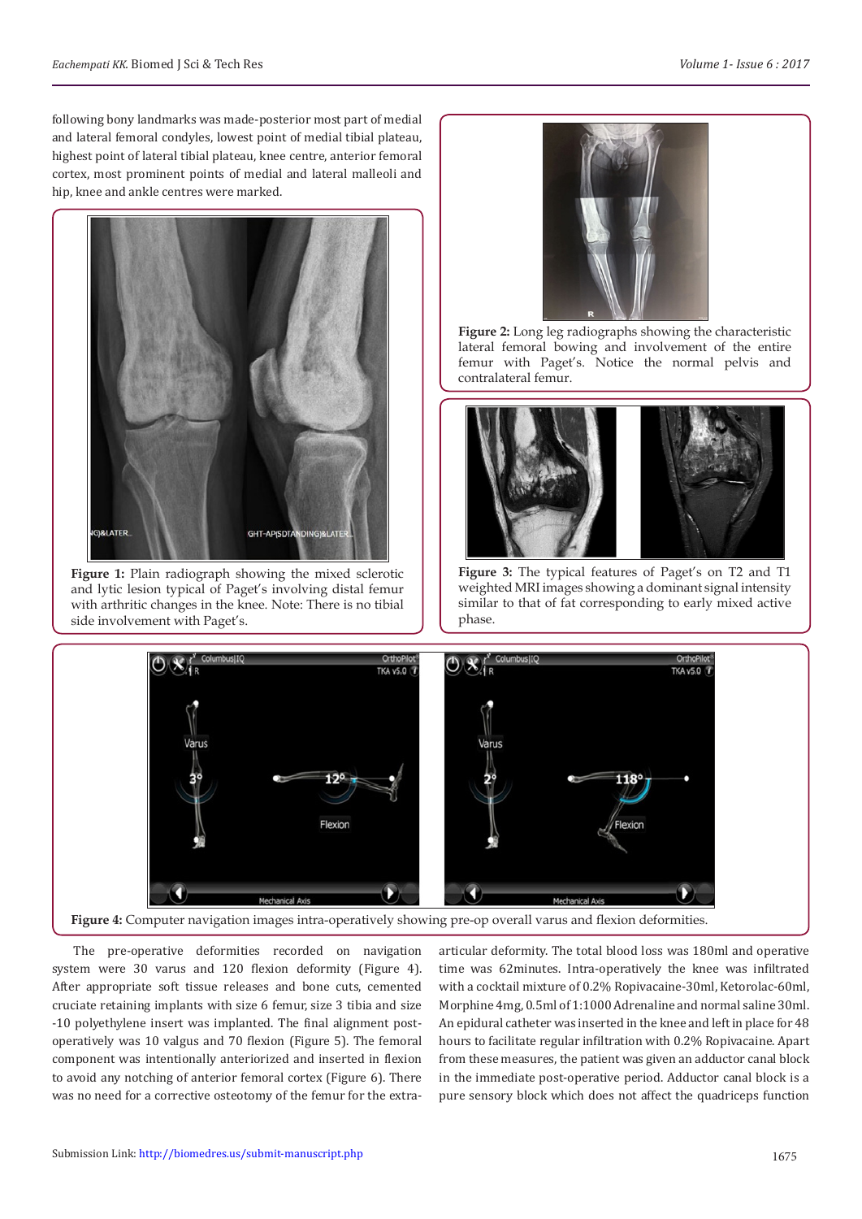following bony landmarks was made-posterior most part of medial and lateral femoral condyles, lowest point of medial tibial plateau, highest point of lateral tibial plateau, knee centre, anterior femoral cortex, most prominent points of medial and lateral malleoli and hip, knee and ankle centres were marked.

**Figure 1:** Plain radiograph showing the mixed sclerotic and lytic lesion typical of Paget's involving distal femur with arthritic changes in the knee. Note: There is no tibial side involvement with Paget's.

**Figure 2:** Long leg radiographs showing the characteristic lateral femoral bowing and involvement of the entire femur with Paget's. Notice the normal pelvis and contralateral femur.

**Figure 3:** The typical features of Paget's on T2 and T1 weighted MRI images showing a dominant signal intensity similar to that of fat corresponding to early mixed active phase.

**Figure 4:** Computer navigation images intra-operatively showing pre-op overall varus and flexion deformities.

The pre-operative deformities recorded on navigation system were 30 varus and 120 flexion deformity (Figure 4). After appropriate soft tissue releases and bone cuts, cemented cruciate retaining implants with size 6 femur, size 3 tibia and size -10 polyethylene insert was implanted. The final alignment post-operatively was 10 valgus and 70 flexion (Figure 5). The femoral component was intentionally anteriorized and inserted in flexion to avoid any notching of anterior femoral cortex (Figure 6). There was no need for a corrective osteotomy of the femur for the extra-articular deformity. The total blood loss was 180ml and operative time was 62minutes. Intra-operatively the knee was infiltrated with a cocktail mixture of 0.2% Ropivacaine-30ml, Ketorolac-60ml, Morphine 4mg, 0.5ml of 1:1000 Adrenaline and normal saline 30ml. An epidural catheter was inserted in the knee and left in place for 48 hours to facilitate regular infiltration with 0.2% Ropivacaine. Apart from these measures, the patient was given an adductor canal block in the immediate post-operative period. Adductor canal block is a pure sensory block which does not affect the quadriceps function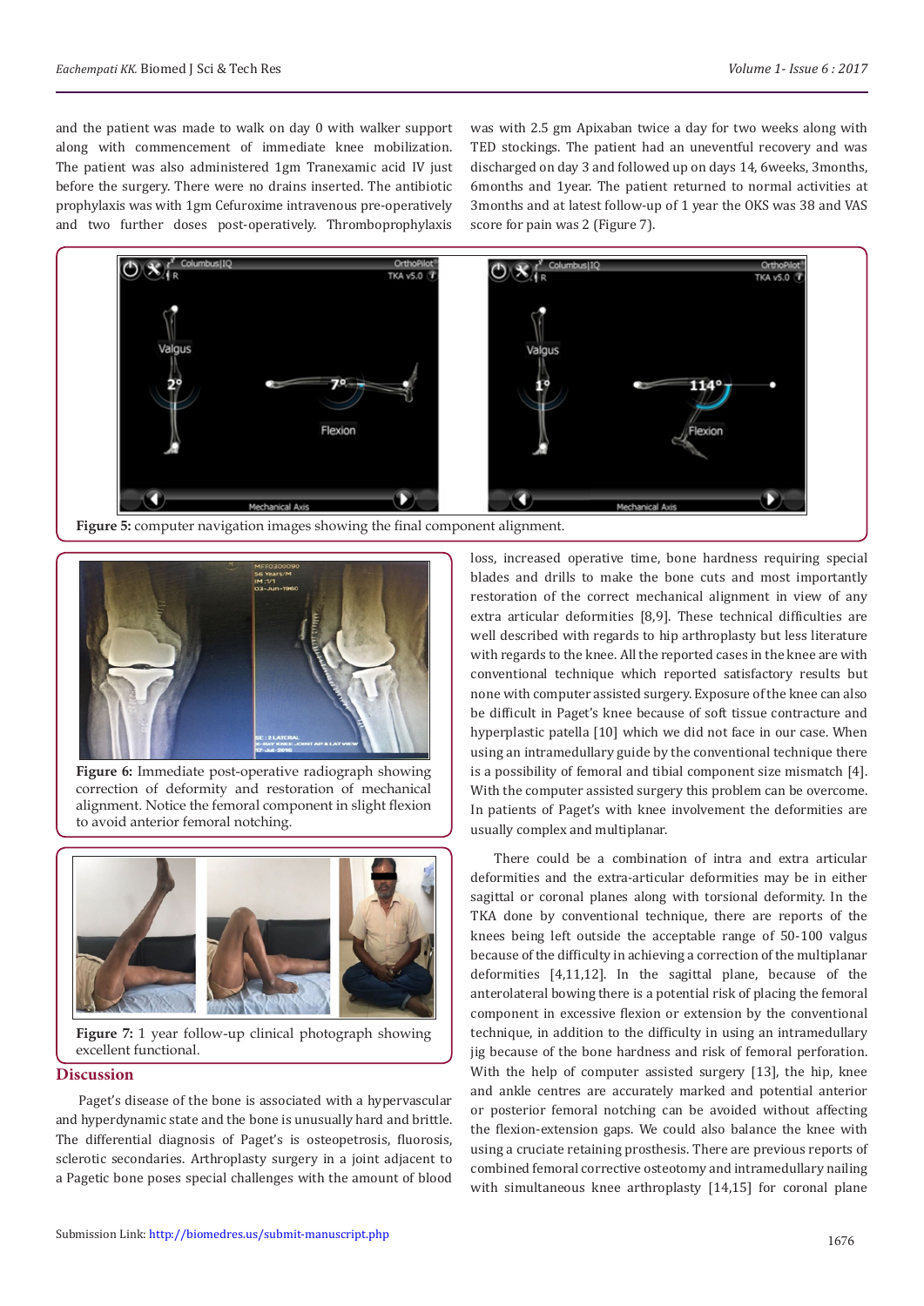and the patient was made to walk on day 0 with walker support along with commencement of immediate knee mobilization. The patient was also administered 1gm Tranexamic acid IV just before the surgery. There were no drains inserted. The antibiotic prophylaxis was with 1gm Cefuroxime intravenous pre-operatively and two further doses post-operatively. Thromboprophylaxis was with 2.5 gm Apixaban twice a day for two weeks along with TED stockings. The patient had an uneventful recovery and was discharged on day 3 and followed up on days 14, 6weeks, 3months, 6months and 1year. The patient returned to normal activities at 3months and at latest follow-up of 1 year the OKS was 38 and VAS score for pain was 2 (Figure 7).

**Figure 5:** computer navigation images showing the final component alignment.

**Figure 6:** Immediate post-operative radiograph showing correction of deformity and restoration of mechanical alignment. Notice the femoral component in slight flexion to avoid anterior femoral notching.

**Figure 7:** 1 year follow-up clinical photograph showing excellent functional.

## Discussion

Paget's disease of the bone is associated with a hypervascular and hyperdynamic state and the bone is unusually hard and brittle. The differential diagnosis of Paget's is osteopetrosis, fluorosis, sclerotic secondaries. Arthroplasty surgery in a joint adjacent to a Pagetic bone poses special challenges with the amount of blood loss, increased operative time, bone hardness requiring special blades and drills to make the bone cuts and most importantly restoration of the correct mechanical alignment in view of any extra articular deformities [8,9]. These technical difficulties are well described with regards to hip arthroplasty but less literature with regards to the knee. All the reported cases in the knee are with conventional technique which reported satisfactory results but none with computer assisted surgery. Exposure of the knee can also be difficult in Paget's knee because of soft tissue contracture and hyperplastic patella [10] which we did not face in our case. When using an intramedullary guide by the conventional technique there is a possibility of femoral and tibial component size mismatch [4]. With the computer assisted surgery this problem can be overcome. In patients of Paget's with knee involvement the deformities are usually complex and multiplanar.

There could be a combination of intra and extra articular deformities and the extra-articular deformities may be in either sagittal or coronal planes along with torsional deformity. In the TKA done by conventional technique, there are reports of the knees being left outside the acceptable range of 50-100 valgus because of the difficulty in achieving a correction of the multiplanar deformities [4,11,12]. In the sagittal plane, because of the anterolateral bowing there is a potential risk of placing the femoral component in excessive flexion or extension by the conventional technique, in addition to the difficulty in using an intramedullary jig because of the bone hardness and risk of femoral perforation. With the help of computer assisted surgery [13], the hip, knee and ankle centres are accurately marked and potential anterior or posterior femoral notching can be avoided without affecting the flexion-extension gaps. We could also balance the knee with using a cruciate retaining prosthesis. There are previous reports of combined femoral corrective osteotomy and intramedullary nailing with simultaneous knee arthroplasty [14,15] for coronal plane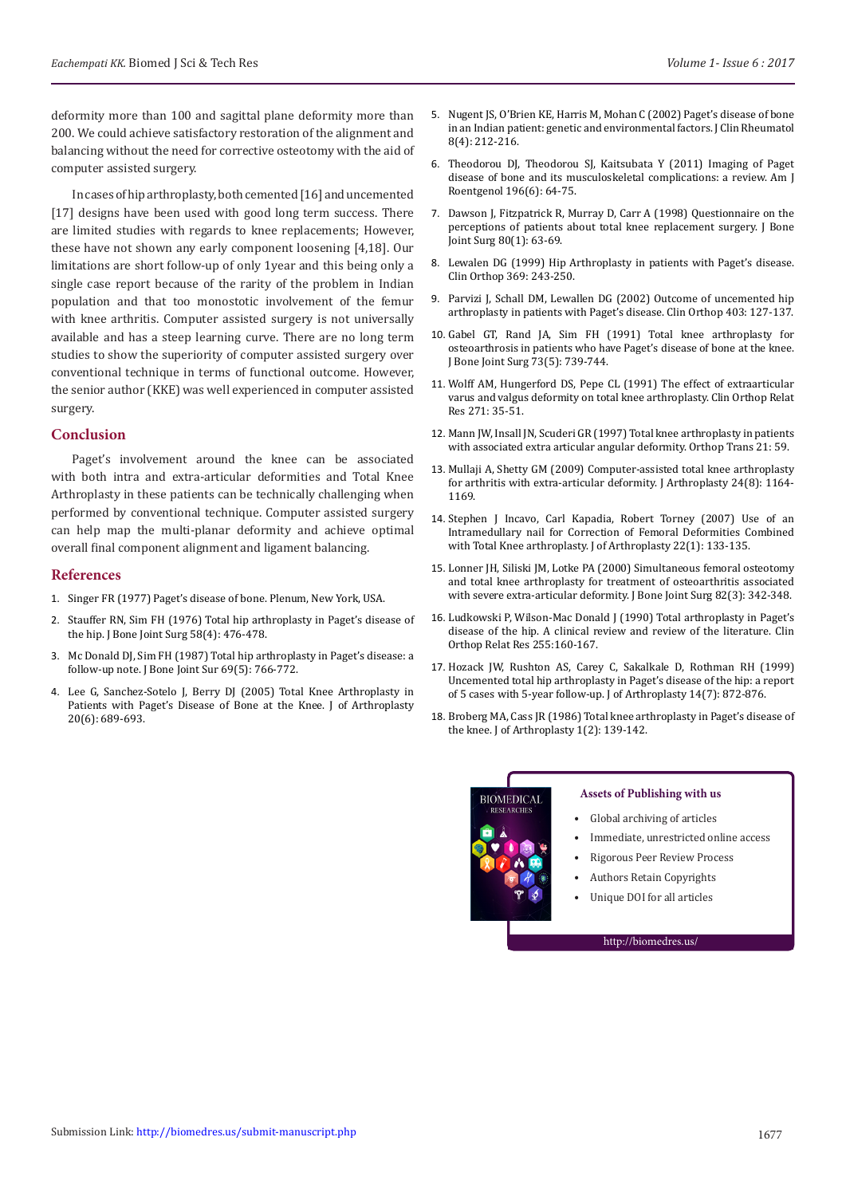deformity more than 100 and sagittal plane deformity more than 200. We could achieve satisfactory restoration of the alignment and balancing without the need for corrective osteotomy with the aid of computer assisted surgery.

In cases of hip arthroplasty, both cemented [16] and uncemented [17] designs have been used with good long term success. There are limited studies with regards to knee replacements; However, these have not shown any early component loosening [4,18]. Our limitations are short follow-up of only 1year and this being only a single case report because of the rarity of the problem in Indian population and that too monostotic involvement of the femur with knee arthritis. Computer assisted surgery is not universally available and has a steep learning curve. There are no long term studies to show the superiority of computer assisted surgery over conventional technique in terms of functional outcome. However, the senior author (KKE) was well experienced in computer assisted surgery.

## Conclusion

Paget's involvement around the knee can be associated with both intra and extra-articular deformities and Total Knee Arthroplasty in these patients can be technically challenging when performed by conventional technique. Computer assisted surgery can help map the multi-planar deformity and achieve optimal overall final component alignment and ligament balancing.

## References

1. Singer FR (1977) Paget's disease of bone. Plenum, New York, USA.
2. Stauffer RN, Sim FH (1976) Total hip arthroplasty in Paget's disease of the hip. J Bone Joint Surg 58(4): 476-478.
3. Mc Donald DJ, Sim FH (1987) Total hip arthroplasty in Paget's disease: a follow-up note. J Bone Joint Sur 69(5): 766-772.
4. Lee G, Sanchez-Sotelo J, Berry DJ (2005) Total Knee Arthroplasty in Patients with Paget's Disease of Bone at the Knee. J of Arthroplasty 20(6): 689-693.
5. Nugent JS, O'Brien KE, Harris M, Mohan C (2002) Paget's disease of bone in an Indian patient: genetic and environmental factors. J Clin Rheumatol 8(4): 212-216.
6. Theodorou DJ, Theodorou SJ, Kaitsubata Y (2011) Imaging of Paget disease of bone and its musculoskeletal complications: a review. Am J Roentgenol 196(6): 64-75.
7. Dawson J, Fitzpatrick R, Murray D, Carr A (1998) Questionnaire on the perceptions of patients about total knee replacement surgery. J Bone Joint Surg 80(1): 63-69.
8. Lewalen DG (1999) Hip Arthroplasty in patients with Paget's disease. Clin Orthop 369: 243-250.
9. Parvizi J, Schall DM, Lewallen DG (2002) Outcome of uncemented hip arthroplasty in patients with Paget's disease. Clin Orthop 403: 127-137.
10. Gabel GT, Rand JA, Sim FH (1991) Total knee arthroplasty for osteoarthrosis in patients who have Paget's disease of bone at the knee. J Bone Joint Surg 73(5): 739-744.
11. Wolff AM, Hungerford DS, Pepe CL (1991) The effect of extraarticular varus and valgus deformity on total knee arthroplasty. Clin Orthop Relat Res 271: 35-51.
12. Mann JW, Insall JN, Scuderi GR (1997) Total knee arthroplasty in patients with associated extra articular angular deformity. Orthop Trans 21: 59.
13. Mullaji A, Shetty GM (2009) Computer-assisted total knee arthroplasty for arthritis with extra-articular deformity. J Arthroplasty 24(8): 1164-1169.
14. Stephen J Incavo, Carl Kapadia, Robert Torney (2007) Use of an Intramedullary nail for Correction of Femoral Deformities Combined with Total Knee arthroplasty. J of Arthroplasty 22(1): 133-135.
15. Lonner JH, Siliski JM, Lotke PA (2000) Simultaneous femoral osteotomy and total knee arthroplasty for treatment of osteoarthritis associated with severe extra-articular deformity. J Bone Joint Surg 82(3): 342-348.
16. Ludkowski P, Wilson-Mac Donald J (1990) Total arthroplasty in Paget's disease of the hip. A clinical review and review of the literature. Clin Orthop Relat Res 255:160-167.
17. Hozack JW, Rushton AS, Carey C, Sakalkale D, Rothman RH (1999) Uncemented total hip arthroplasty in Paget's disease of the hip: a report of 5 cases with 5-year follow-up. J of Arthroplasty 14(7): 872-876.
18. Broberg MA, Cass JR (1986) Total knee arthroplasty in Paget's disease of the knee. J of Arthroplasty 1(2): 139-142.

**Assets of Publishing with us**

- Global archiving of articles
- Immediate, unrestricted online access
- Rigorous Peer Review Process
- Authors Retain Copyrights
- Unique DOI for all articles

http://biomedres.us/

Submission Link: http://biomedres.us/submit-manuscript.php